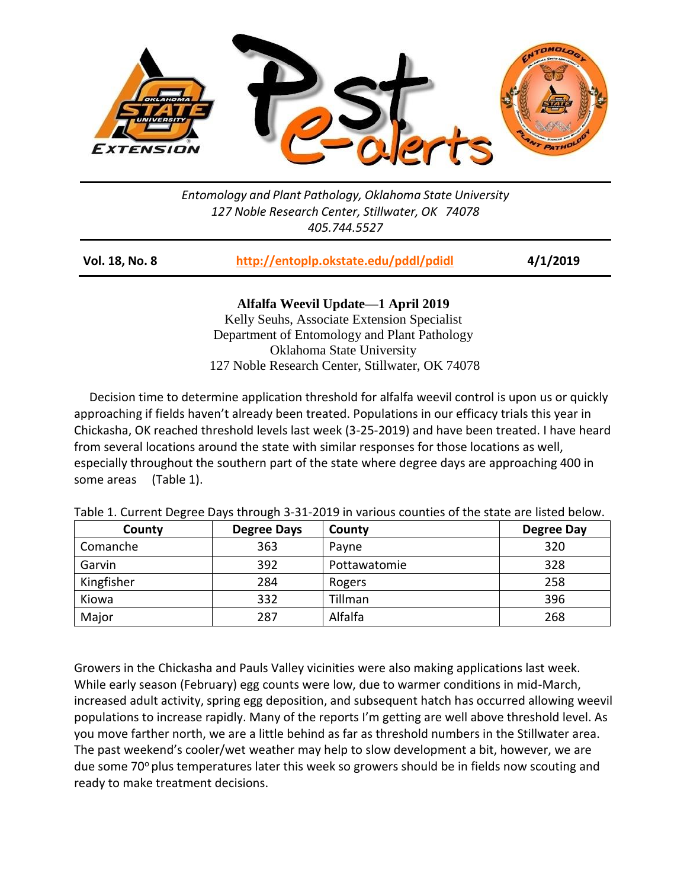*Entomology and Plant Pathology, Oklahoma State University*
*127 Noble Research Center, Stillwater, OK 74078*
*405.744.5527*

**Vol. 18, No. 8** | **http://entoplp.okstate.edu/pddl/pdidl** | **4/1/2019**

# Alfalfa Weevil Update—1 April 2019

Kelly Seuhs, Associate Extension Specialist
Department of Entomology and Plant Pathology
Oklahoma State University
127 Noble Research Center, Stillwater, OK 74078

Decision time to determine application threshold for alfalfa weevil control is upon us or quickly approaching if fields haven't already been treated. Populations in our efficacy trials this year in Chickasha, OK reached threshold levels last week (3-25-2019) and have been treated. I have heard from several locations around the state with similar responses for those locations as well, especially throughout the southern part of the state where degree days are approaching 400 in some areas (Table 1).

Table 1. Current Degree Days through 3-31-2019 in various counties of the state are listed below.

| County | Degree Days | County | Degree Day |
|---|---|---|---|
| Comanche | 363 | Payne | 320 |
| Garvin | 392 | Pottawatomie | 328 |
| Kingfisher | 284 | Rogers | 258 |
| Kiowa | 332 | Tillman | 396 |
| Major | 287 | Alfalfa | 268 |

Growers in the Chickasha and Pauls Valley vicinities were also making applications last week. While early season (February) egg counts were low, due to warmer conditions in mid-March, increased adult activity, spring egg deposition, and subsequent hatch has occurred allowing weevil populations to increase rapidly. Many of the reports I'm getting are well above threshold level. As you move farther north, we are a little behind as far as threshold numbers in the Stillwater area. The past weekend's cooler/wet weather may help to slow development a bit, however, we are due some 70° plus temperatures later this week so growers should be in fields now scouting and ready to make treatment decisions.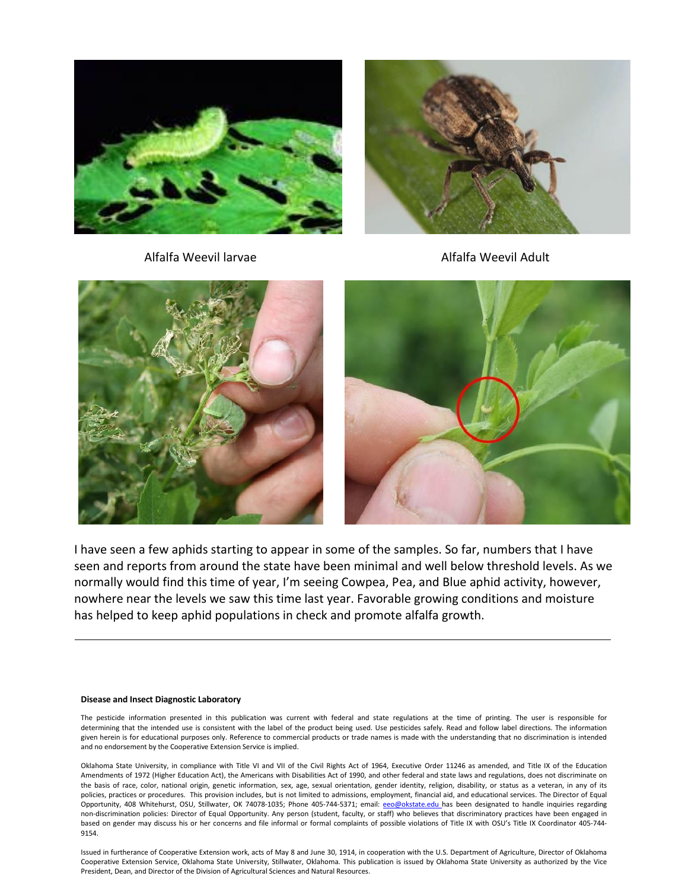Alfalfa Weevil larvae

Alfalfa Weevil Adult

I have seen a few aphids starting to appear in some of the samples. So far, numbers that I have seen and reports from around the state have been minimal and well below threshold levels. As we normally would find this time of year, I'm seeing Cowpea, Pea, and Blue aphid activity, however, nowhere near the levels we saw this time last year. Favorable growing conditions and moisture has helped to keep aphid populations in check and promote alfalfa growth.

---

**Disease and Insect Diagnostic Laboratory**

The pesticide information presented in this publication was current with federal and state regulations at the time of printing. The user is responsible for determining that the intended use is consistent with the label of the product being used. Use pesticides safely. Read and follow label directions. The information given herein is for educational purposes only. Reference to commercial products or trade names is made with the understanding that no discrimination is intended and no endorsement by the Cooperative Extension Service is implied.

Oklahoma State University, in compliance with Title VI and VII of the Civil Rights Act of 1964, Executive Order 11246 as amended, and Title IX of the Education Amendments of 1972 (Higher Education Act), the Americans with Disabilities Act of 1990, and other federal and state laws and regulations, does not discriminate on the basis of race, color, national origin, genetic information, sex, age, sexual orientation, gender identity, religion, disability, or status as a veteran, in any of its policies, practices or procedures. This provision includes, but is not limited to admissions, employment, financial aid, and educational services. The Director of Equal Opportunity, 408 Whitehurst, OSU, Stillwater, OK 74078-1035; Phone 405-744-5371; email: eeo@okstate.edu has been designated to handle inquiries regarding non-discrimination policies: Director of Equal Opportunity. Any person (student, faculty, or staff) who believes that discriminatory practices have been engaged in based on gender may discuss his or her concerns and file informal or formal complaints of possible violations of Title IX with OSU's Title IX Coordinator 405-744-9154.

Issued in furtherance of Cooperative Extension work, acts of May 8 and June 30, 1914, in cooperation with the U.S. Department of Agriculture, Director of Oklahoma Cooperative Extension Service, Oklahoma State University, Stillwater, Oklahoma. This publication is issued by Oklahoma State University as authorized by the Vice President, Dean, and Director of the Division of Agricultural Sciences and Natural Resources.